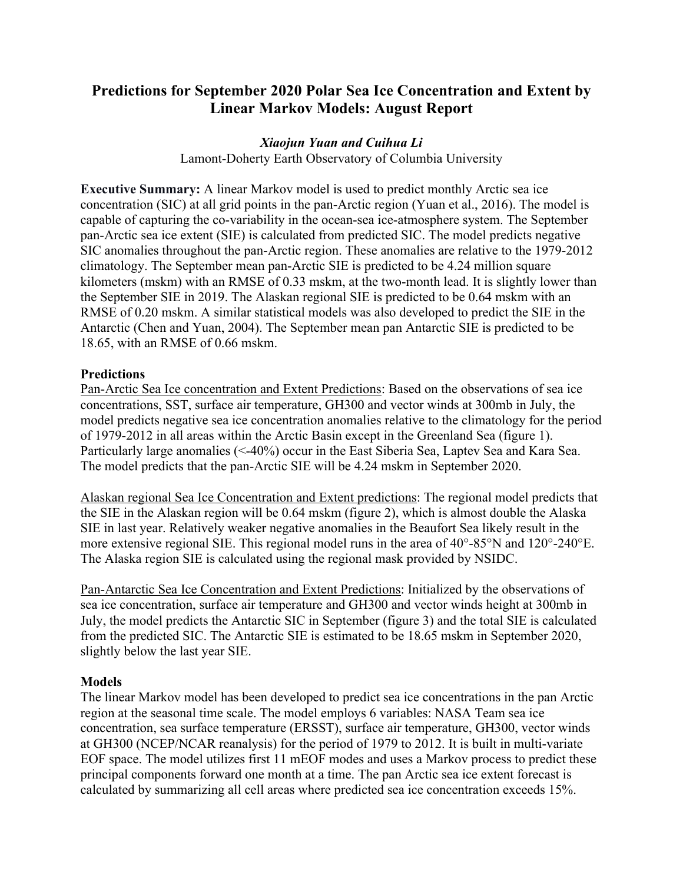# Predictions for September 2020 Polar Sea Ice Concentration and Extent by Linear Markov Models: August Report

***Xiaojun Yuan and Cuihua Li***

Lamont-Doherty Earth Observatory of Columbia University

**Executive Summary:** A linear Markov model is used to predict monthly Arctic sea ice concentration (SIC) at all grid points in the pan-Arctic region (Yuan et al., 2016). The model is capable of capturing the co-variability in the ocean-sea ice-atmosphere system. The September pan-Arctic sea ice extent (SIE) is calculated from predicted SIC. The model predicts negative SIC anomalies throughout the pan-Arctic region. These anomalies are relative to the 1979-2012 climatology. The September mean pan-Arctic SIE is predicted to be 4.24 million square kilometers (mskm) with an RMSE of 0.33 mskm, at the two-month lead. It is slightly lower than the September SIE in 2019. The Alaskan regional SIE is predicted to be 0.64 mskm with an RMSE of 0.20 mskm. A similar statistical models was also developed to predict the SIE in the Antarctic (Chen and Yuan, 2004). The September mean pan Antarctic SIE is predicted to be 18.65, with an RMSE of 0.66 mskm.

## Predictions

<u>Pan-Arctic Sea Ice concentration and Extent Predictions</u>: Based on the observations of sea ice concentrations, SST, surface air temperature, GH300 and vector winds at 300mb in July, the model predicts negative sea ice concentration anomalies relative to the climatology for the period of 1979-2012 in all areas within the Arctic Basin except in the Greenland Sea (figure 1). Particularly large anomalies (<-40%) occur in the East Siberia Sea, Laptev Sea and Kara Sea. The model predicts that the pan-Arctic SIE will be 4.24 mskm in September 2020.

<u>Alaskan regional Sea Ice Concentration and Extent predictions</u>: The regional model predicts that the SIE in the Alaskan region will be 0.64 mskm (figure 2), which is almost double the Alaska SIE in last year. Relatively weaker negative anomalies in the Beaufort Sea likely result in the more extensive regional SIE. This regional model runs in the area of 40°-85°N and 120°-240°E. The Alaska region SIE is calculated using the regional mask provided by NSIDC.

<u>Pan-Antarctic Sea Ice Concentration and Extent Predictions</u>: Initialized by the observations of sea ice concentration, surface air temperature and GH300 and vector winds height at 300mb in July, the model predicts the Antarctic SIC in September (figure 3) and the total SIE is calculated from the predicted SIC. The Antarctic SIE is estimated to be 18.65 mskm in September 2020, slightly below the last year SIE.

## Models

The linear Markov model has been developed to predict sea ice concentrations in the pan Arctic region at the seasonal time scale. The model employs 6 variables: NASA Team sea ice concentration, sea surface temperature (ERSST), surface air temperature, GH300, vector winds at GH300 (NCEP/NCAR reanalysis) for the period of 1979 to 2012. It is built in multi-variate EOF space. The model utilizes first 11 mEOF modes and uses a Markov process to predict these principal components forward one month at a time. The pan Arctic sea ice extent forecast is calculated by summarizing all cell areas where predicted sea ice concentration exceeds 15%.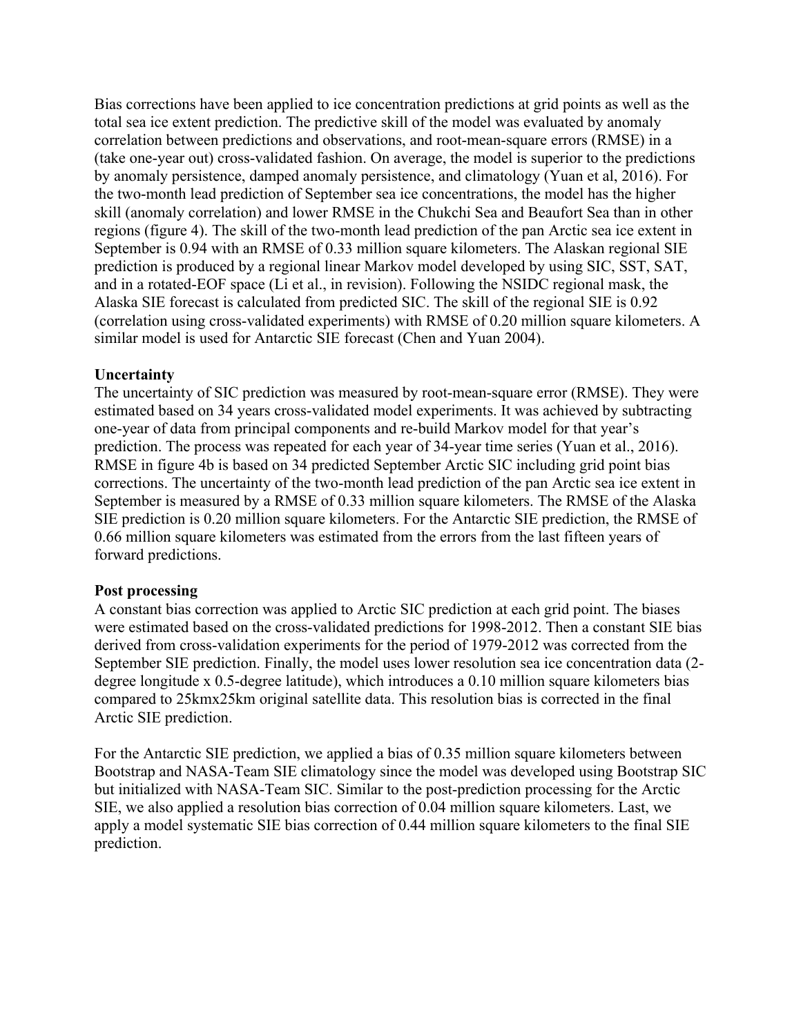Bias corrections have been applied to ice concentration predictions at grid points as well as the total sea ice extent prediction. The predictive skill of the model was evaluated by anomaly correlation between predictions and observations, and root-mean-square errors (RMSE) in a (take one-year out) cross-validated fashion. On average, the model is superior to the predictions by anomaly persistence, damped anomaly persistence, and climatology (Yuan et al, 2016). For the two-month lead prediction of September sea ice concentrations, the model has the higher skill (anomaly correlation) and lower RMSE in the Chukchi Sea and Beaufort Sea than in other regions (figure 4). The skill of the two-month lead prediction of the pan Arctic sea ice extent in September is 0.94 with an RMSE of 0.33 million square kilometers. The Alaskan regional SIE prediction is produced by a regional linear Markov model developed by using SIC, SST, SAT, and in a rotated-EOF space (Li et al., in revision). Following the NSIDC regional mask, the Alaska SIE forecast is calculated from predicted SIC. The skill of the regional SIE is 0.92 (correlation using cross-validated experiments) with RMSE of 0.20 million square kilometers. A similar model is used for Antarctic SIE forecast (Chen and Yuan 2004).

**Uncertainty**

The uncertainty of SIC prediction was measured by root-mean-square error (RMSE). They were estimated based on 34 years cross-validated model experiments. It was achieved by subtracting one-year of data from principal components and re-build Markov model for that year's prediction. The process was repeated for each year of 34-year time series (Yuan et al., 2016). RMSE in figure 4b is based on 34 predicted September Arctic SIC including grid point bias corrections. The uncertainty of the two-month lead prediction of the pan Arctic sea ice extent in September is measured by a RMSE of 0.33 million square kilometers. The RMSE of the Alaska SIE prediction is 0.20 million square kilometers. For the Antarctic SIE prediction, the RMSE of 0.66 million square kilometers was estimated from the errors from the last fifteen years of forward predictions.

**Post processing**

A constant bias correction was applied to Arctic SIC prediction at each grid point. The biases were estimated based on the cross-validated predictions for 1998-2012. Then a constant SIE bias derived from cross-validation experiments for the period of 1979-2012 was corrected from the September SIE prediction. Finally, the model uses lower resolution sea ice concentration data (2-degree longitude x 0.5-degree latitude), which introduces a 0.10 million square kilometers bias compared to 25kmx25km original satellite data. This resolution bias is corrected in the final Arctic SIE prediction.

For the Antarctic SIE prediction, we applied a bias of 0.35 million square kilometers between Bootstrap and NASA-Team SIE climatology since the model was developed using Bootstrap SIC but initialized with NASA-Team SIC. Similar to the post-prediction processing for the Arctic SIE, we also applied a resolution bias correction of 0.04 million square kilometers. Last, we apply a model systematic SIE bias correction of 0.44 million square kilometers to the final SIE prediction.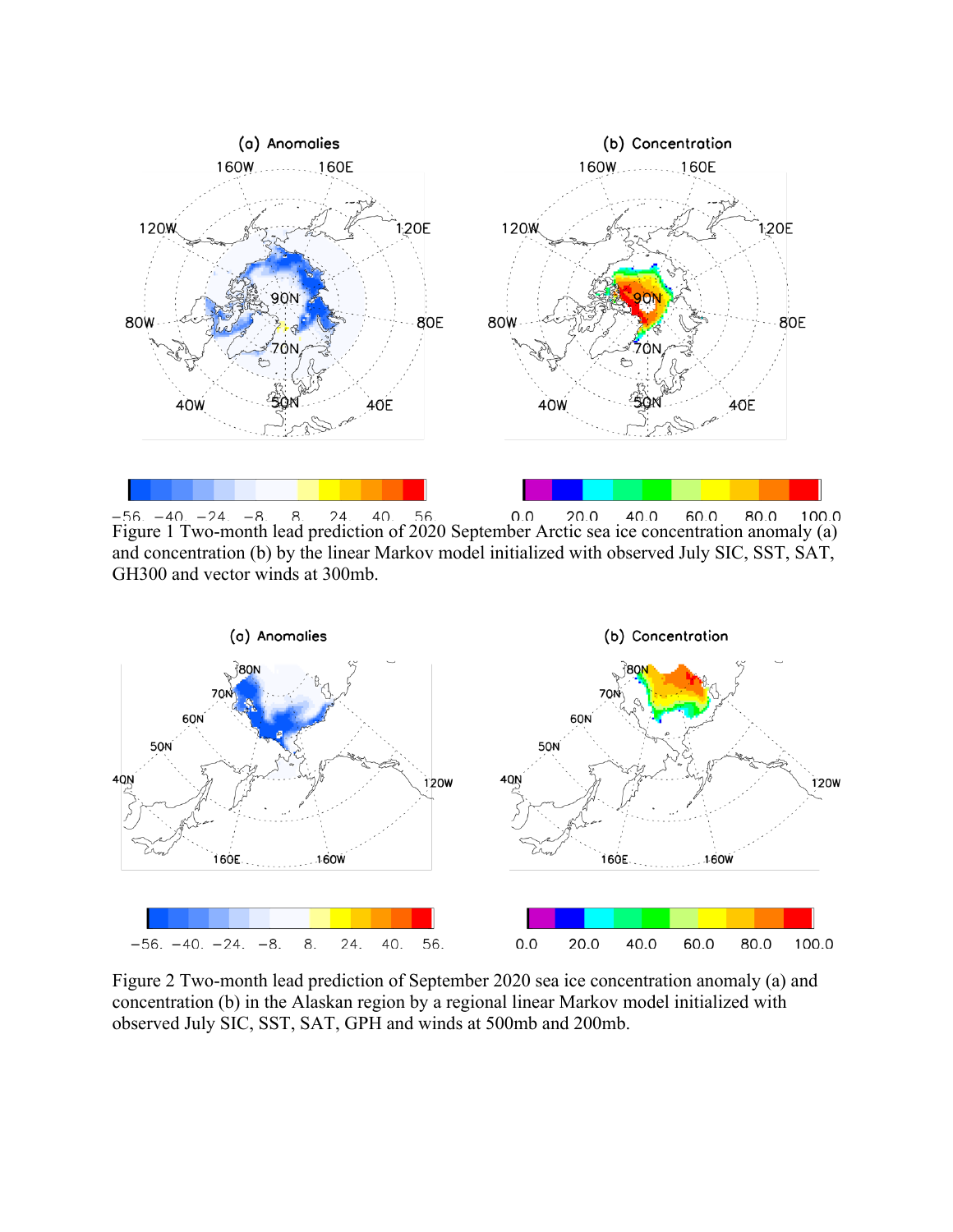Figure 1 Two-month lead prediction of 2020 September Arctic sea ice concentration anomaly (a) and concentration (b) by the linear Markov model initialized with observed July SIC, SST, SAT, GH300 and vector winds at 300mb.

Figure 2 Two-month lead prediction of September 2020 sea ice concentration anomaly (a) and concentration (b) in the Alaskan region by a regional linear Markov model initialized with observed July SIC, SST, SAT, GPH and winds at 500mb and 200mb.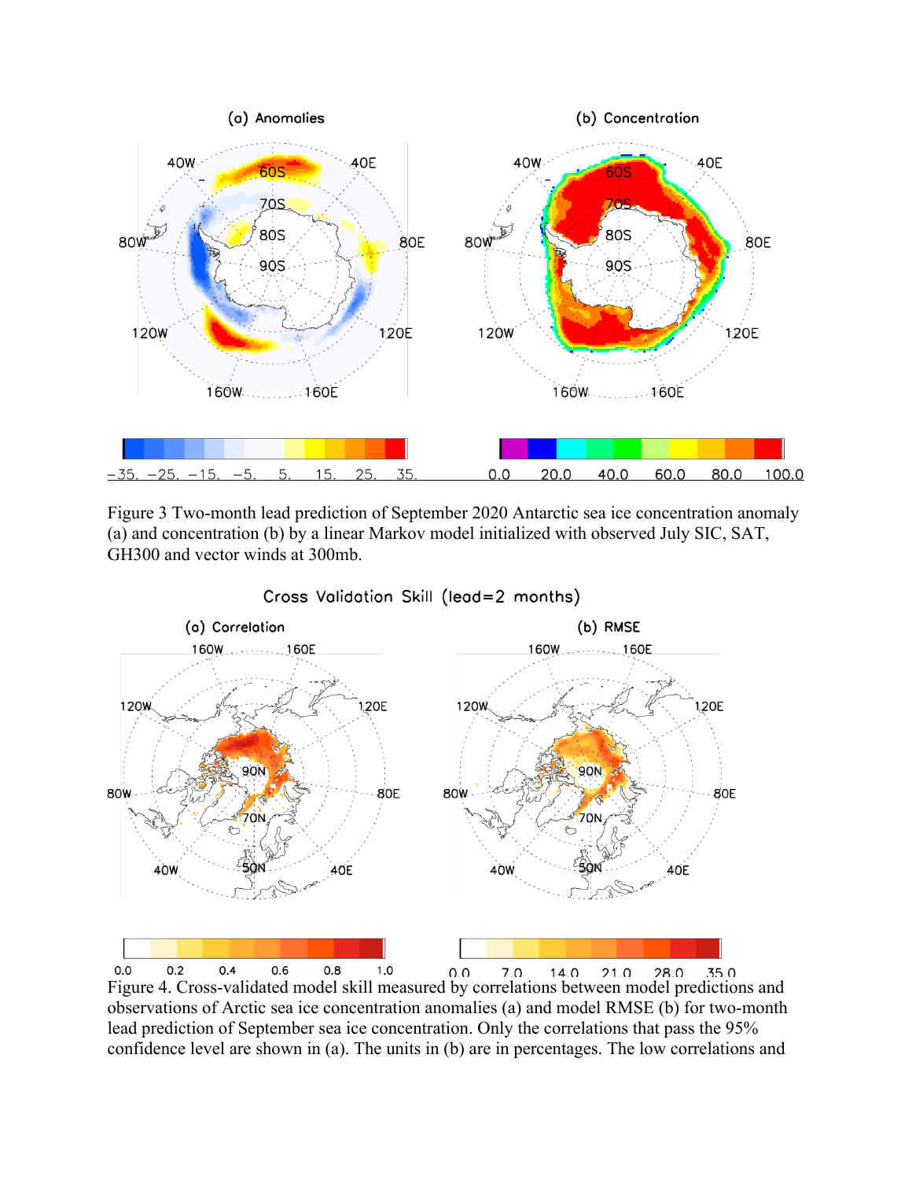Figure 3 Two-month lead prediction of September 2020 Antarctic sea ice concentration anomaly (a) and concentration (b) by a linear Markov model initialized with observed July SIC, SAT, GH300 and vector winds at 300mb.

Figure 4. Cross-validated model skill measured by correlations between model predictions and observations of Arctic sea ice concentration anomalies (a) and model RMSE (b) for two-month lead prediction of September sea ice concentration. Only the correlations that pass the 95% confidence level are shown in (a). The units in (b) are in percentages. The low correlations and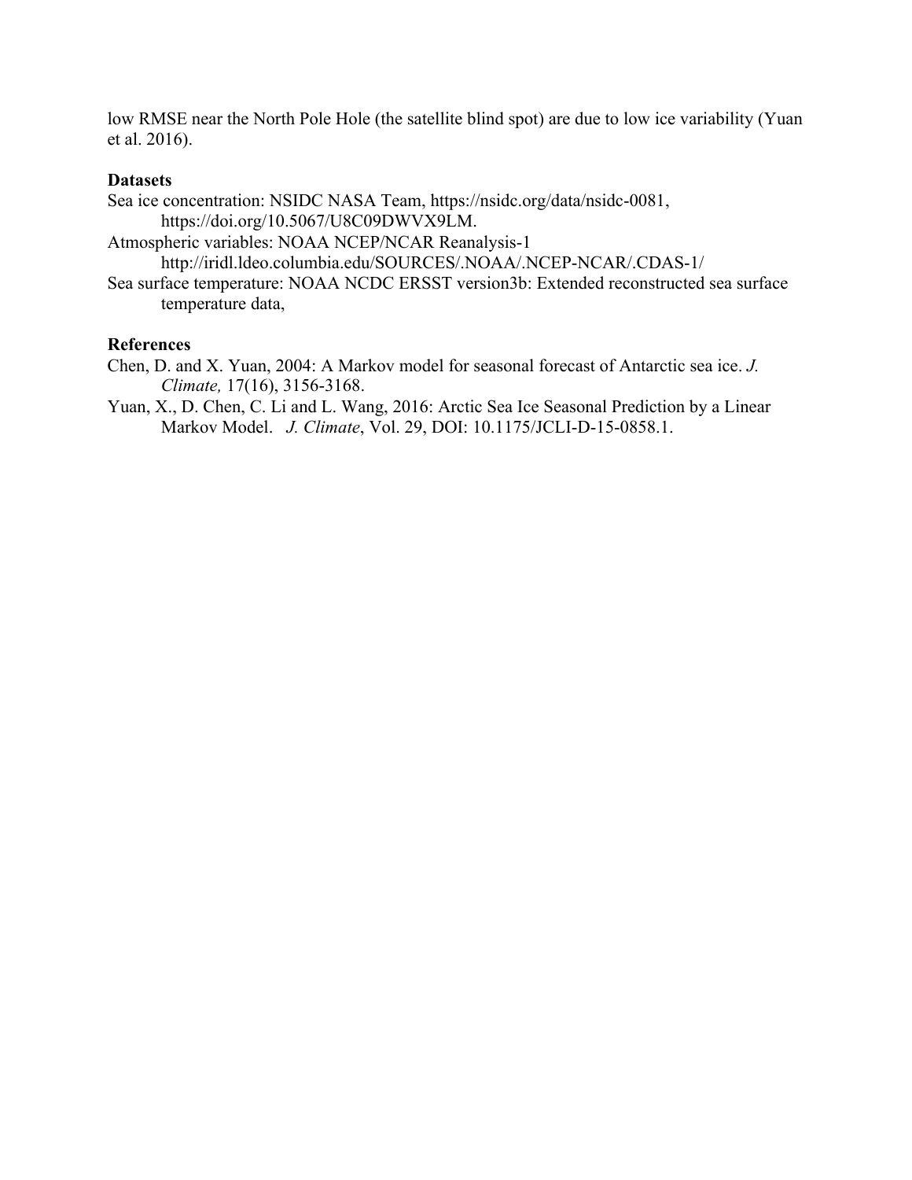low RMSE near the North Pole Hole (the satellite blind spot) are due to low ice variability (Yuan et al. 2016).

**Datasets**

Sea ice concentration: NSIDC NASA Team, https://nsidc.org/data/nsidc-0081, https://doi.org/10.5067/U8C09DWVX9LM.

Atmospheric variables: NOAA NCEP/NCAR Reanalysis-1 http://iridl.ldeo.columbia.edu/SOURCES/.NOAA/.NCEP-NCAR/.CDAS-1/

Sea surface temperature: NOAA NCDC ERSST version3b: Extended reconstructed sea surface temperature data,

**References**

Chen, D. and X. Yuan, 2004: A Markov model for seasonal forecast of Antarctic sea ice. *J. Climate,* 17(16), 3156-3168.

Yuan, X., D. Chen, C. Li and L. Wang, 2016: Arctic Sea Ice Seasonal Prediction by a Linear Markov Model. *J. Climate*, Vol. 29, DOI: 10.1175/JCLI-D-15-0858.1.